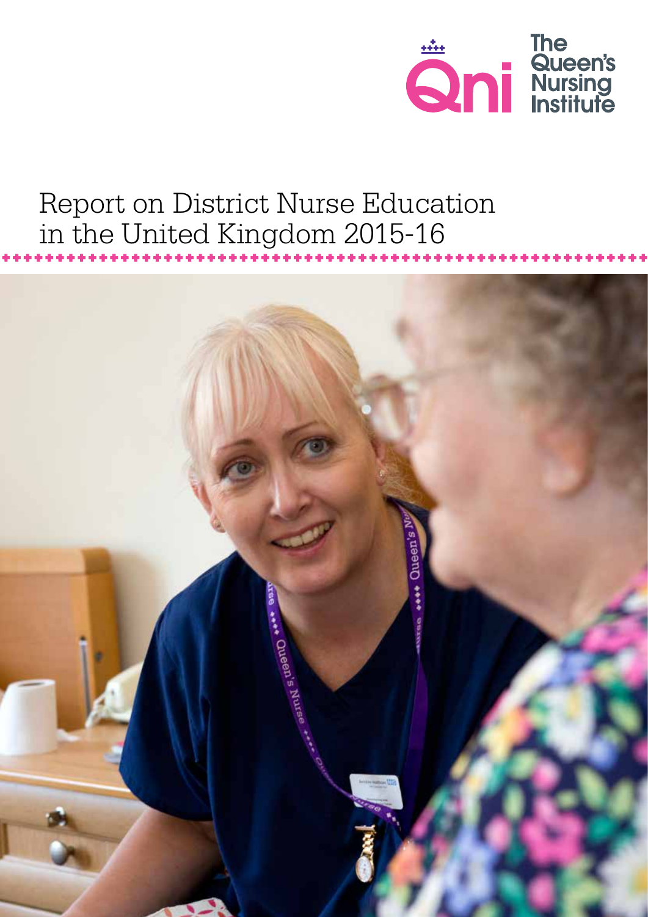The Queen's Nursing Institute

# Report on District Nurse Education in the United Kingdom 2015-16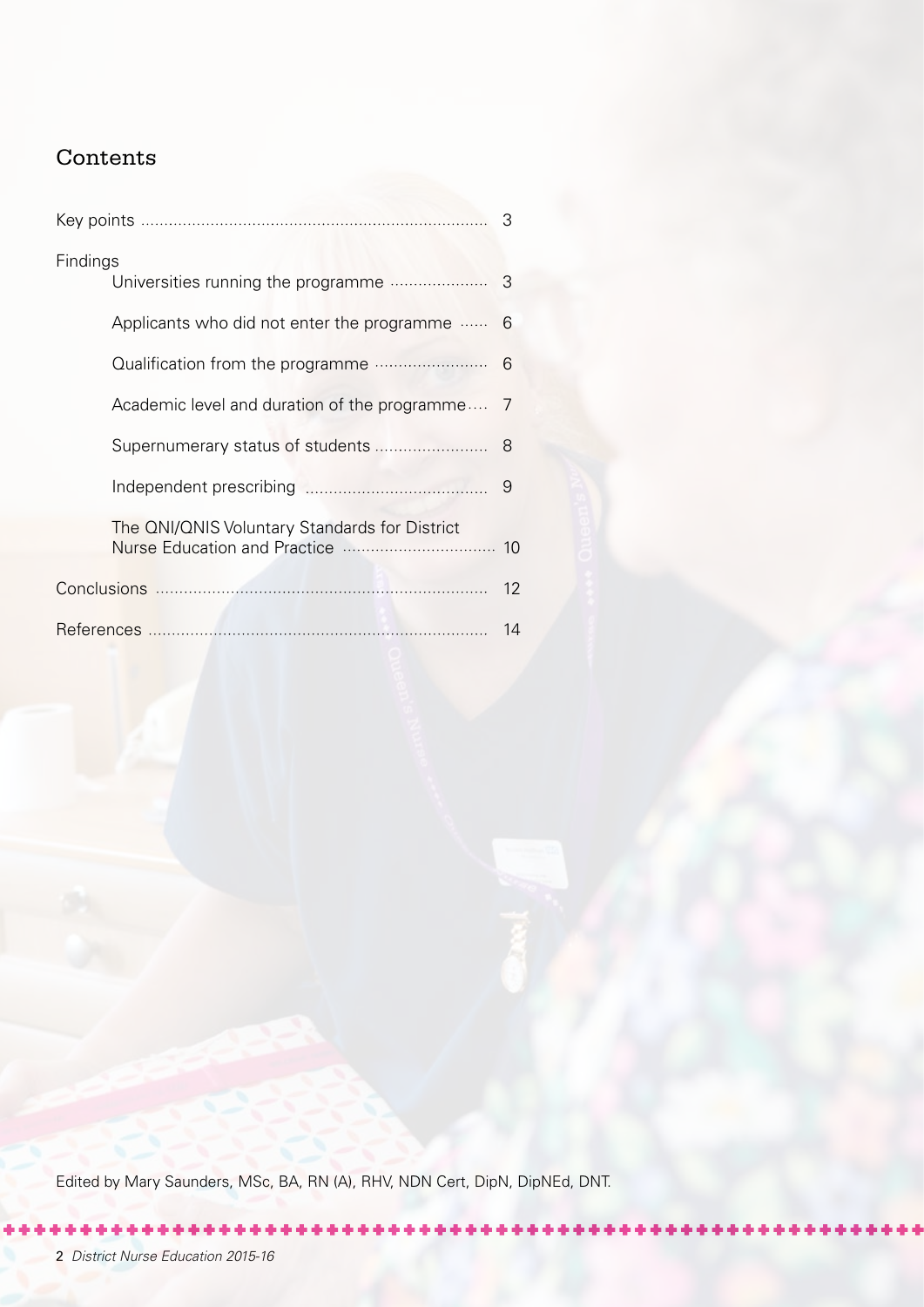## Contents

Key points ........................................................................ 3

Findings

- Universities running the programme .................... 3
- Applicants who did not enter the programme ...... 6
- Qualification from the programme ........................ 6
- Academic level and duration of the programme.... 7
- Supernumerary status of students ........................ 8
- Independent prescribing ...................................... 9
- The QNI/QNIS Voluntary Standards for District Nurse Education and Practice ................................ 10

Conclusions ...................................................................... 12

References ........................................................................ 14

Edited by Mary Saunders, MSc, BA, RN (A), RHV, NDN Cert, DipN, DipNEd, DNT.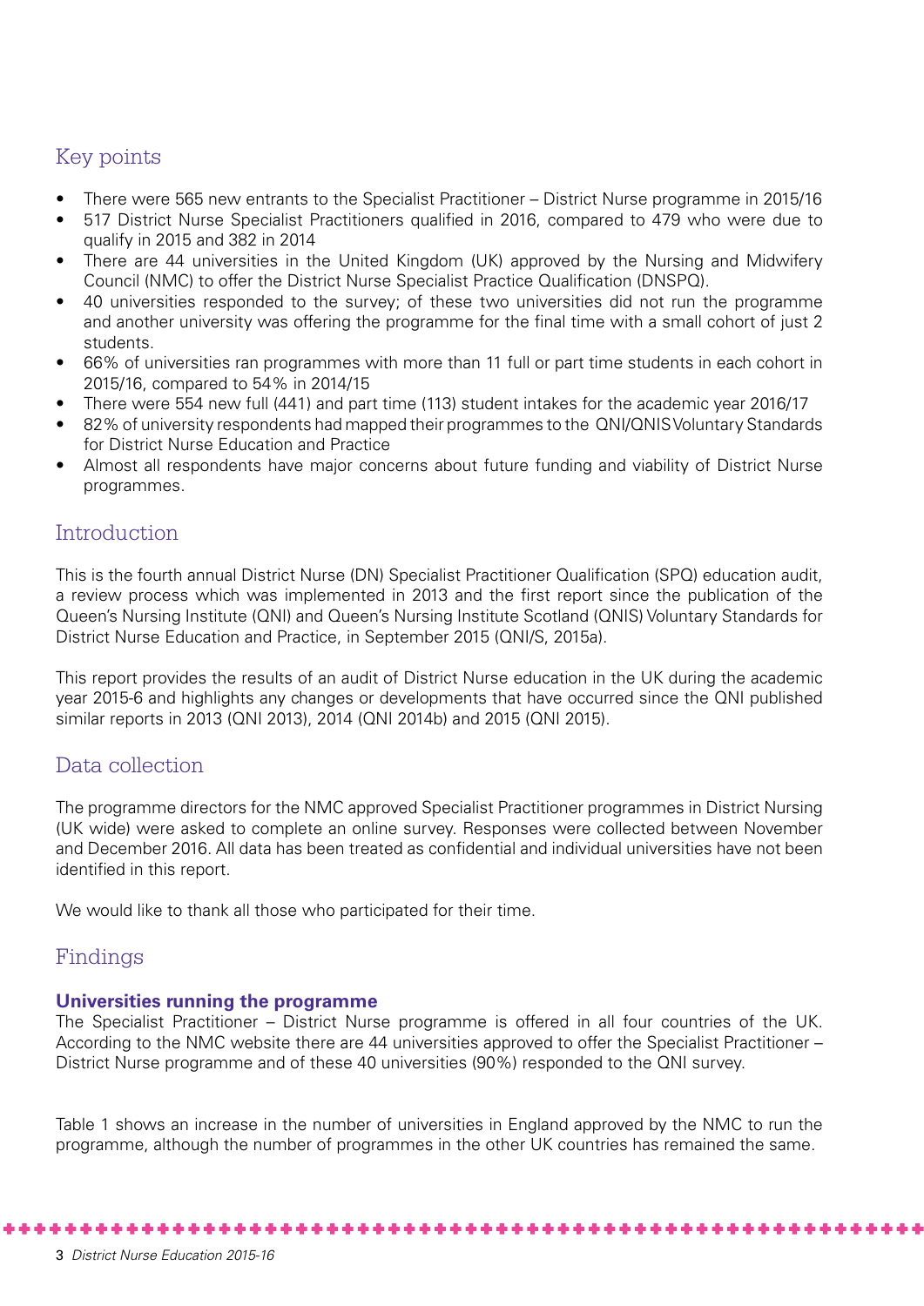## Key points

- There were 565 new entrants to the Specialist Practitioner – District Nurse programme in 2015/16
- 517 District Nurse Specialist Practitioners qualified in 2016, compared to 479 who were due to qualify in 2015 and 382 in 2014
- There are 44 universities in the United Kingdom (UK) approved by the Nursing and Midwifery Council (NMC) to offer the District Nurse Specialist Practice Qualification (DNSPQ).
- 40 universities responded to the survey; of these two universities did not run the programme and another university was offering the programme for the final time with a small cohort of just 2 students.
- 66% of universities ran programmes with more than 11 full or part time students in each cohort in 2015/16, compared to 54% in 2014/15
- There were 554 new full (441) and part time (113) student intakes for the academic year 2016/17
- 82% of university respondents had mapped their programmes to the QNI/QNIS Voluntary Standards for District Nurse Education and Practice
- Almost all respondents have major concerns about future funding and viability of District Nurse programmes.

## Introduction

This is the fourth annual District Nurse (DN) Specialist Practitioner Qualification (SPQ) education audit, a review process which was implemented in 2013 and the first report since the publication of the Queen's Nursing Institute (QNI) and Queen's Nursing Institute Scotland (QNIS) Voluntary Standards for District Nurse Education and Practice, in September 2015 (QNI/S, 2015a).

This report provides the results of an audit of District Nurse education in the UK during the academic year 2015-6 and highlights any changes or developments that have occurred since the QNI published similar reports in 2013 (QNI 2013), 2014 (QNI 2014b) and 2015 (QNI 2015).

## Data collection

The programme directors for the NMC approved Specialist Practitioner programmes in District Nursing (UK wide) were asked to complete an online survey. Responses were collected between November and December 2016. All data has been treated as confidential and individual universities have not been identified in this report.

We would like to thank all those who participated for their time.

## Findings

### Universities running the programme

The Specialist Practitioner – District Nurse programme is offered in all four countries of the UK. According to the NMC website there are 44 universities approved to offer the Specialist Practitioner – District Nurse programme and of these 40 universities (90%) responded to the QNI survey.

Table 1 shows an increase in the number of universities in England approved by the NMC to run the programme, although the number of programmes in the other UK countries has remained the same.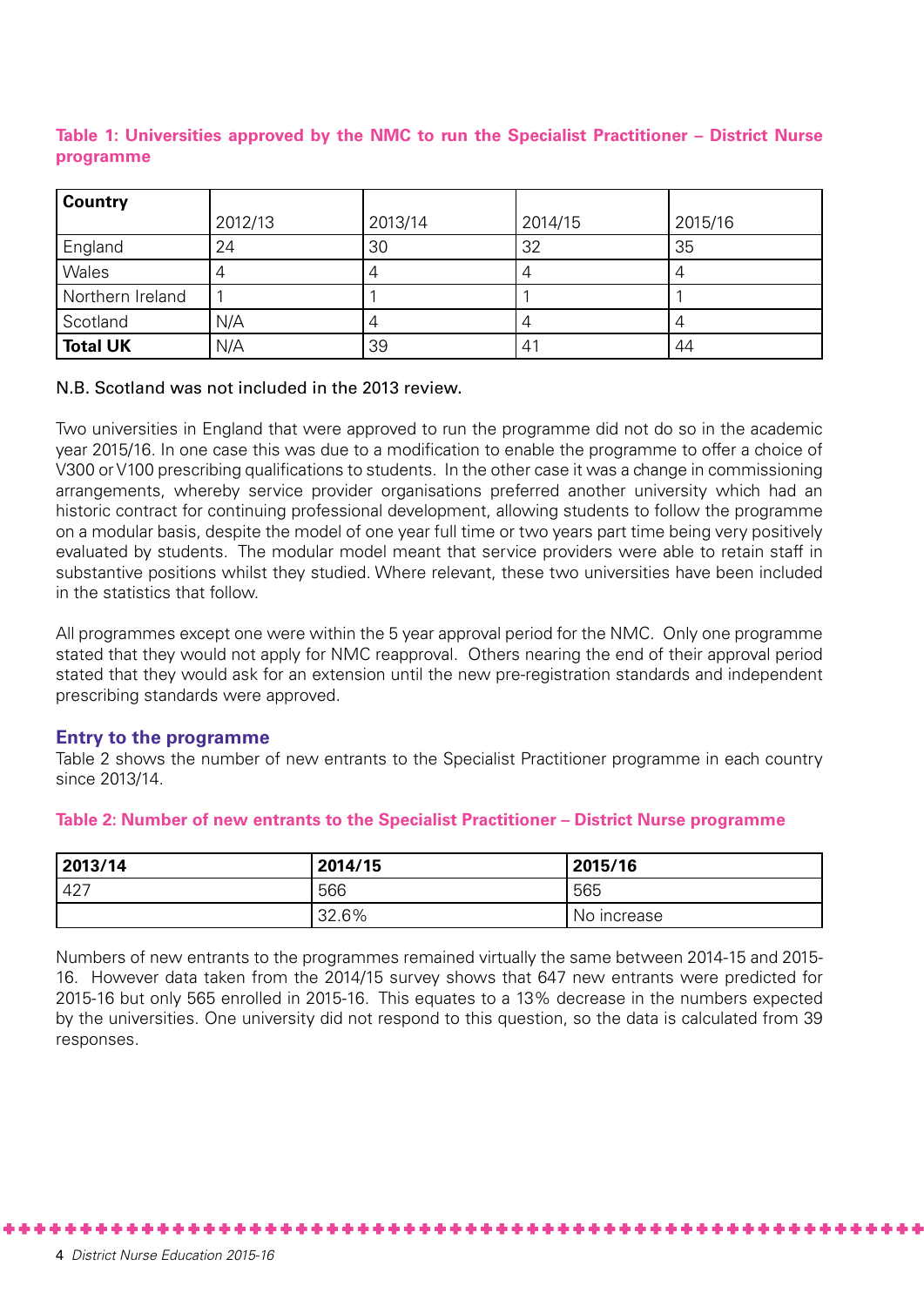**Table 1: Universities approved by the NMC to run the Specialist Practitioner – District Nurse programme**

| **Country** | 2012/13 | 2013/14 | 2014/15 | 2015/16 |
|---|---|---|---|---|
| England | 24 | 30 | 32 | 35 |
| Wales | 4 | 4 | 4 | 4 |
| Northern Ireland | 1 | 1 | 1 | 1 |
| Scotland | N/A | 4 | 4 | 4 |
| **Total UK** | N/A | 39 | 41 | 44 |

N.B. Scotland was not included in the 2013 review.

Two universities in England that were approved to run the programme did not do so in the academic year 2015/16. In one case this was due to a modification to enable the programme to offer a choice of V300 or V100 prescribing qualifications to students. In the other case it was a change in commissioning arrangements, whereby service provider organisations preferred another university which had an historic contract for continuing professional development, allowing students to follow the programme on a modular basis, despite the model of one year full time or two years part time being very positively evaluated by students. The modular model meant that service providers were able to retain staff in substantive positions whilst they studied. Where relevant, these two universities have been included in the statistics that follow.

All programmes except one were within the 5 year approval period for the NMC. Only one programme stated that they would not apply for NMC reapproval. Others nearing the end of their approval period stated that they would ask for an extension until the new pre-registration standards and independent prescribing standards were approved.

## Entry to the programme

Table 2 shows the number of new entrants to the Specialist Practitioner programme in each country since 2013/14.

**Table 2: Number of new entrants to the Specialist Practitioner – District Nurse programme**

| **2013/14** | **2014/15** | **2015/16** |
|---|---|---|
| 427 | 566 | 565 |
| | 32.6% | No increase |

Numbers of new entrants to the programmes remained virtually the same between 2014-15 and 2015-16. However data taken from the 2014/15 survey shows that 647 new entrants were predicted for 2015-16 but only 565 enrolled in 2015-16. This equates to a 13% decrease in the numbers expected by the universities. One university did not respond to this question, so the data is calculated from 39 responses.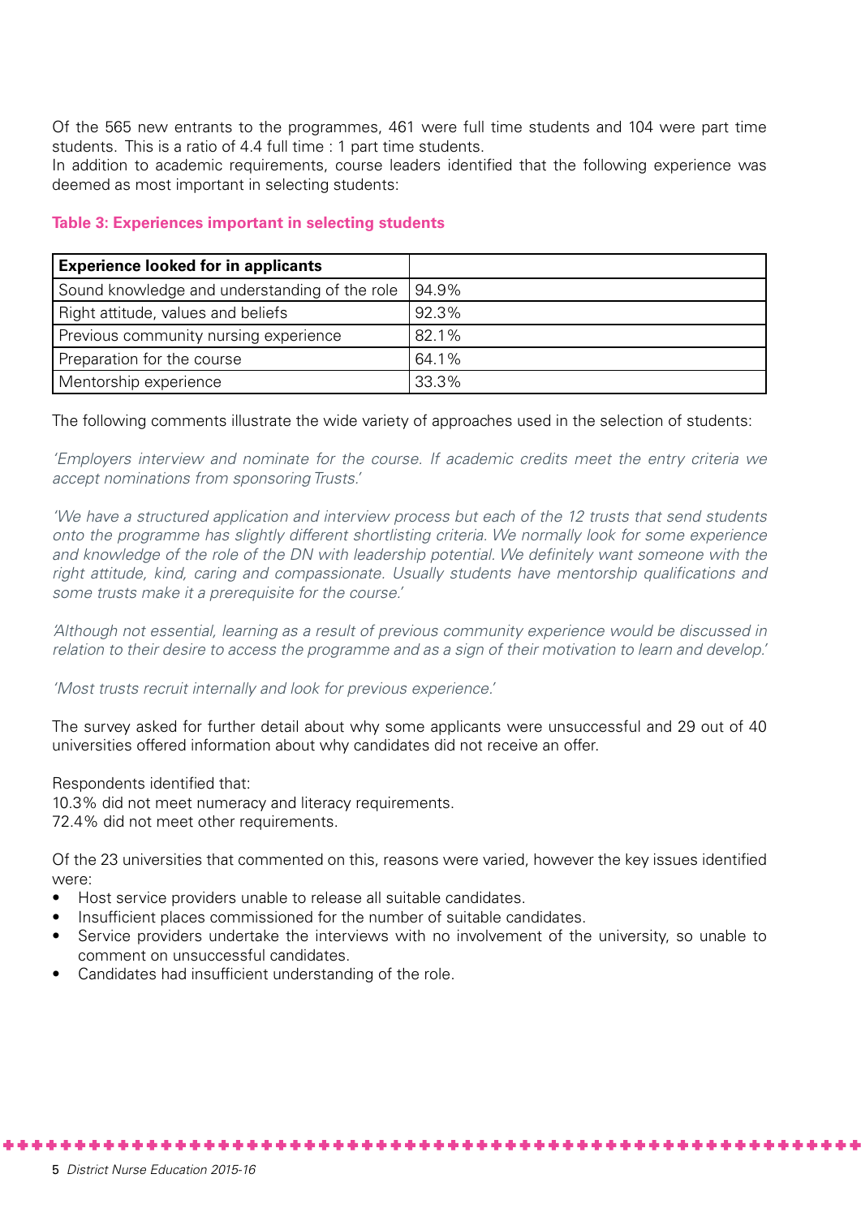Of the 565 new entrants to the programmes, 461 were full time students and 104 were part time students. This is a ratio of 4.4 full time : 1 part time students.
In addition to academic requirements, course leaders identified that the following experience was deemed as most important in selecting students:

**Table 3: Experiences important in selecting students**

| **Experience looked for in applicants** | |
|---|---|
| Sound knowledge and understanding of the role | 94.9% |
| Right attitude, values and beliefs | 92.3% |
| Previous community nursing experience | 82.1% |
| Preparation for the course | 64.1% |
| Mentorship experience | 33.3% |

The following comments illustrate the wide variety of approaches used in the selection of students:

*'Employers interview and nominate for the course. If academic credits meet the entry criteria we accept nominations from sponsoring Trusts.'*

*'We have a structured application and interview process but each of the 12 trusts that send students onto the programme has slightly different shortlisting criteria. We normally look for some experience and knowledge of the role of the DN with leadership potential. We definitely want someone with the right attitude, kind, caring and compassionate. Usually students have mentorship qualifications and some trusts make it a prerequisite for the course.'*

*'Although not essential, learning as a result of previous community experience would be discussed in relation to their desire to access the programme and as a sign of their motivation to learn and develop.'*

*'Most trusts recruit internally and look for previous experience.'*

The survey asked for further detail about why some applicants were unsuccessful and 29 out of 40 universities offered information about why candidates did not receive an offer.

Respondents identified that:
10.3% did not meet numeracy and literacy requirements.
72.4% did not meet other requirements.

Of the 23 universities that commented on this, reasons were varied, however the key issues identified were:

- Host service providers unable to release all suitable candidates.
- Insufficient places commissioned for the number of suitable candidates.
- Service providers undertake the interviews with no involvement of the university, so unable to comment on unsuccessful candidates.
- Candidates had insufficient understanding of the role.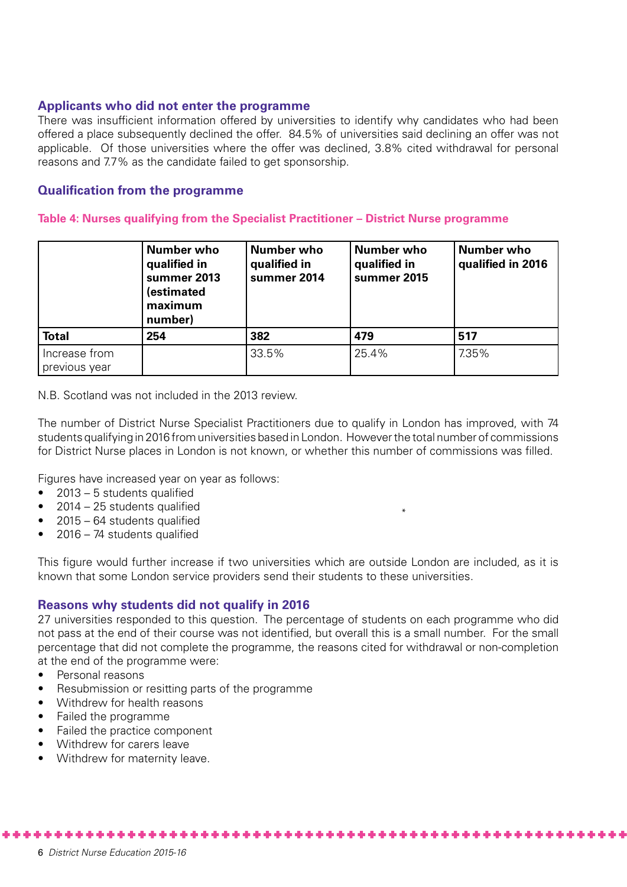### Applicants who did not enter the programme

There was insufficient information offered by universities to identify why candidates who had been offered a place subsequently declined the offer. 84.5% of universities said declining an offer was not applicable. Of those universities where the offer was declined, 3.8% cited withdrawal for personal reasons and 7.7% as the candidate failed to get sponsorship.

### Qualification from the programme

**Table 4: Nurses qualifying from the Specialist Practitioner – District Nurse programme**

| | Number who qualified in summer 2013 (estimated maximum number) | Number who qualified in summer 2014 | Number who qualified in summer 2015 | Number who qualified in 2016 |
|---|---|---|---|---|
| **Total** | **254** | **382** | **479** | **517** |
| Increase from previous year | | 33.5% | 25.4% | 7.35% |

N.B. Scotland was not included in the 2013 review.

The number of District Nurse Specialist Practitioners due to qualify in London has improved, with 74 students qualifying in 2016 from universities based in London. However the total number of commissions for District Nurse places in London is not known, or whether this number of commissions was filled.

Figures have increased year on year as follows:

- 2013 – 5 students qualified
- 2014 – 25 students qualified
- 2015 – 64 students qualified
- 2016 – 74 students qualified

This figure would further increase if two universities which are outside London are included, as it is known that some London service providers send their students to these universities.

### Reasons why students did not qualify in 2016

27 universities responded to this question. The percentage of students on each programme who did not pass at the end of their course was not identified, but overall this is a small number. For the small percentage that did not complete the programme, the reasons cited for withdrawal or non-completion at the end of the programme were:

- Personal reasons
- Resubmission or resitting parts of the programme
- Withdrew for health reasons
- Failed the programme
- Failed the practice component
- Withdrew for carers leave
- Withdrew for maternity leave.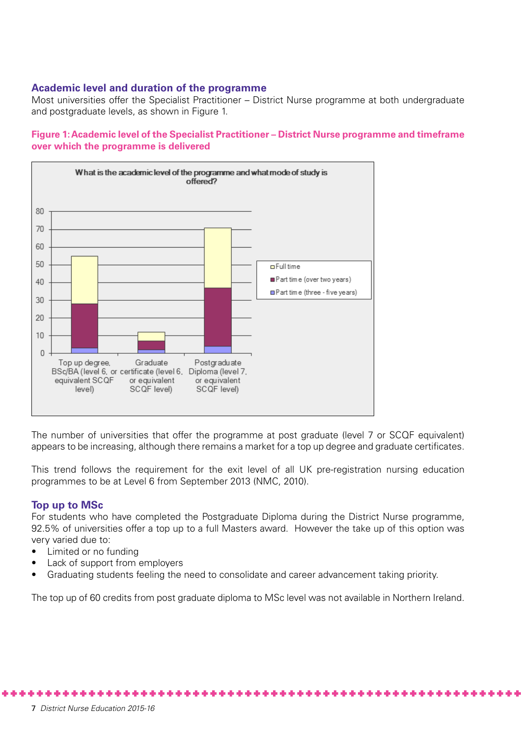## Academic level and duration of the programme

Most universities offer the Specialist Practitioner – District Nurse programme at both undergraduate and postgraduate levels, as shown in Figure 1.

**Figure 1: Academic level of the Specialist Practitioner – District Nurse programme and timeframe over which the programme is delivered**

What is the academic level of the programme and what mode of study is offered?

80
70
60
50
40
30
20
10
0

Top up degree, BSc/BA (level 6, or equivalent SCQF level)
Graduate certificate (level 6, or equivalent SCQF level)
Postgraduate Diploma (level 7, or equivalent SCQF level)

Full time
Part time (over two years)
Part time (three - five years)

The number of universities that offer the programme at post graduate (level 7 or SCQF equivalent) appears to be increasing, although there remains a market for a top up degree and graduate certificates.

This trend follows the requirement for the exit level of all UK pre-registration nursing education programmes to be at Level 6 from September 2013 (NMC, 2010).

## Top up to MSc

For students who have completed the Postgraduate Diploma during the District Nurse programme, 92.5% of universities offer a top up to a full Masters award. However the take up of this option was very varied due to:

- Limited or no funding
- Lack of support from employers
- Graduating students feeling the need to consolidate and career advancement taking priority.

The top up of 60 credits from post graduate diploma to MSc level was not available in Northern Ireland.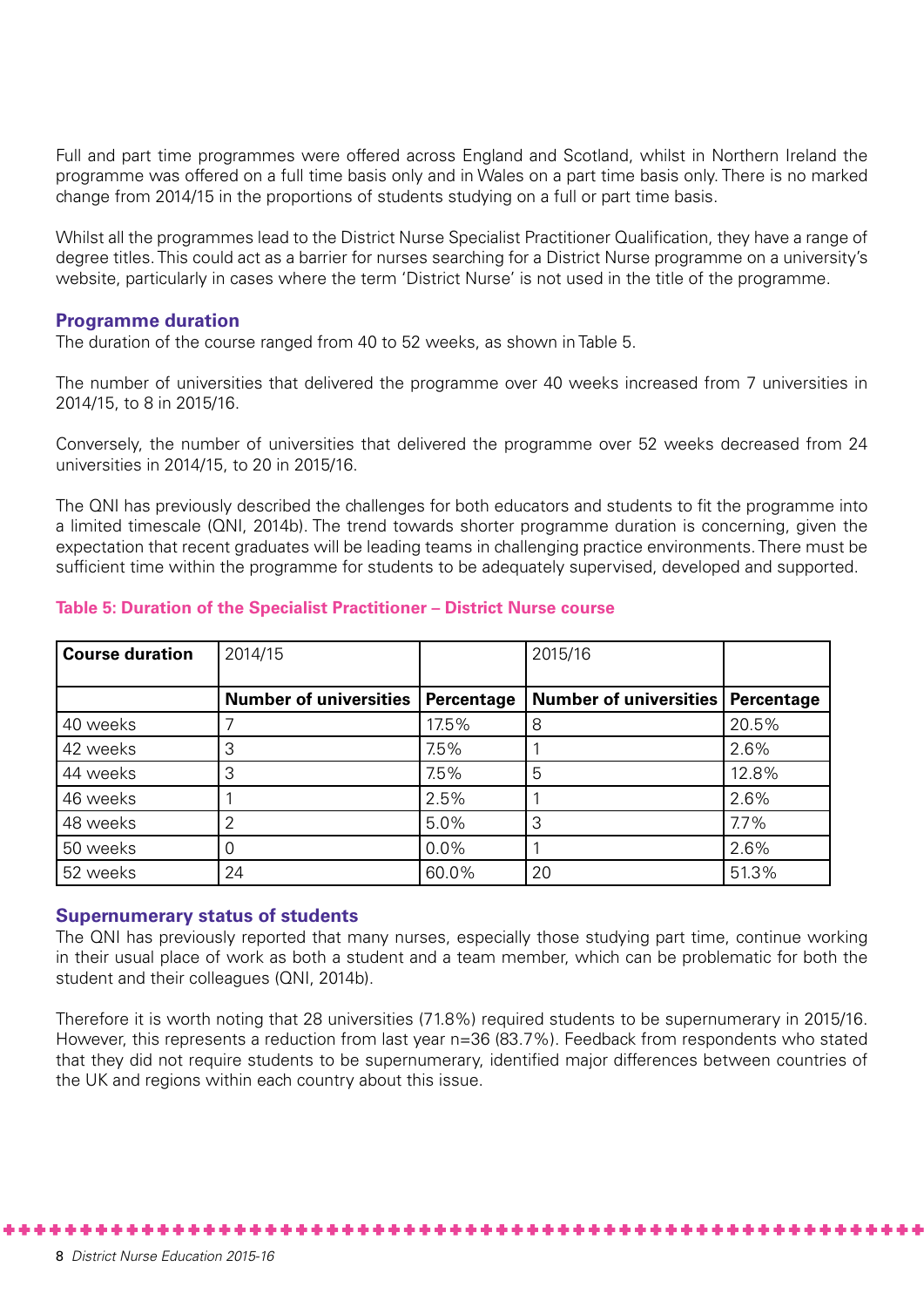Full and part time programmes were offered across England and Scotland, whilst in Northern Ireland the programme was offered on a full time basis only and in Wales on a part time basis only. There is no marked change from 2014/15 in the proportions of students studying on a full or part time basis.

Whilst all the programmes lead to the District Nurse Specialist Practitioner Qualification, they have a range of degree titles. This could act as a barrier for nurses searching for a District Nurse programme on a university's website, particularly in cases where the term 'District Nurse' is not used in the title of the programme.

### Programme duration

The duration of the course ranged from 40 to 52 weeks, as shown in Table 5.

The number of universities that delivered the programme over 40 weeks increased from 7 universities in 2014/15, to 8 in 2015/16.

Conversely, the number of universities that delivered the programme over 52 weeks decreased from 24 universities in 2014/15, to 20 in 2015/16.

The QNI has previously described the challenges for both educators and students to fit the programme into a limited timescale (QNI, 2014b). The trend towards shorter programme duration is concerning, given the expectation that recent graduates will be leading teams in challenging practice environments. There must be sufficient time within the programme for students to be adequately supervised, developed and supported.

**Table 5: Duration of the Specialist Practitioner – District Nurse course**

| **Course duration** | 2014/15 | | 2015/16 | |
|---|---|---|---|---|
| | **Number of universities** | **Percentage** | **Number of universities** | **Percentage** |
| 40 weeks | 7 | 17.5% | 8 | 20.5% |
| 42 weeks | 3 | 7.5% | 1 | 2.6% |
| 44 weeks | 3 | 7.5% | 5 | 12.8% |
| 46 weeks | 1 | 2.5% | 1 | 2.6% |
| 48 weeks | 2 | 5.0% | 3 | 7.7% |
| 50 weeks | 0 | 0.0% | 1 | 2.6% |
| 52 weeks | 24 | 60.0% | 20 | 51.3% |

### Supernumerary status of students

The QNI has previously reported that many nurses, especially those studying part time, continue working in their usual place of work as both a student and a team member, which can be problematic for both the student and their colleagues (QNI, 2014b).

Therefore it is worth noting that 28 universities (71.8%) required students to be supernumerary in 2015/16. However, this represents a reduction from last year n=36 (83.7%). Feedback from respondents who stated that they did not require students to be supernumerary, identified major differences between countries of the UK and regions within each country about this issue.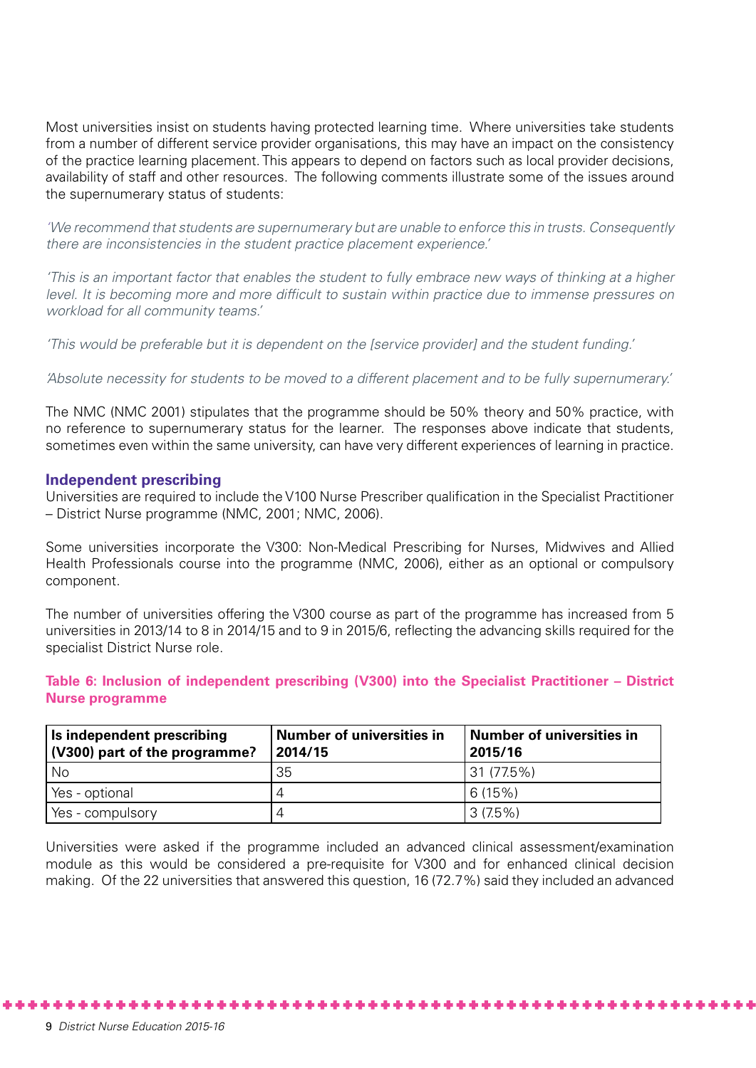Most universities insist on students having protected learning time. Where universities take students from a number of different service provider organisations, this may have an impact on the consistency of the practice learning placement. This appears to depend on factors such as local provider decisions, availability of staff and other resources. The following comments illustrate some of the issues around the supernumerary status of students:

*'We recommend that students are supernumerary but are unable to enforce this in trusts. Consequently there are inconsistencies in the student practice placement experience.'*

*'This is an important factor that enables the student to fully embrace new ways of thinking at a higher level. It is becoming more and more difficult to sustain within practice due to immense pressures on workload for all community teams.'*

*'This would be preferable but it is dependent on the [service provider] and the student funding.'*

*'Absolute necessity for students to be moved to a different placement and to be fully supernumerary.'*

The NMC (NMC 2001) stipulates that the programme should be 50% theory and 50% practice, with no reference to supernumerary status for the learner. The responses above indicate that students, sometimes even within the same university, can have very different experiences of learning in practice.

### Independent prescribing

Universities are required to include the V100 Nurse Prescriber qualification in the Specialist Practitioner – District Nurse programme (NMC, 2001; NMC, 2006).

Some universities incorporate the V300: Non-Medical Prescribing for Nurses, Midwives and Allied Health Professionals course into the programme (NMC, 2006), either as an optional or compulsory component.

The number of universities offering the V300 course as part of the programme has increased from 5 universities in 2013/14 to 8 in 2014/15 and to 9 in 2015/6, reflecting the advancing skills required for the specialist District Nurse role.

**Table 6: Inclusion of independent prescribing (V300) into the Specialist Practitioner – District Nurse programme**

| Is independent prescribing (V300) part of the programme? | Number of universities in 2014/15 | Number of universities in 2015/16 |
|---|---|---|
| No | 35 | 31 (77.5%) |
| Yes - optional | 4 | 6 (15%) |
| Yes - compulsory | 4 | 3 (7.5%) |

Universities were asked if the programme included an advanced clinical assessment/examination module as this would be considered a pre-requisite for V300 and for enhanced clinical decision making. Of the 22 universities that answered this question, 16 (72.7%) said they included an advanced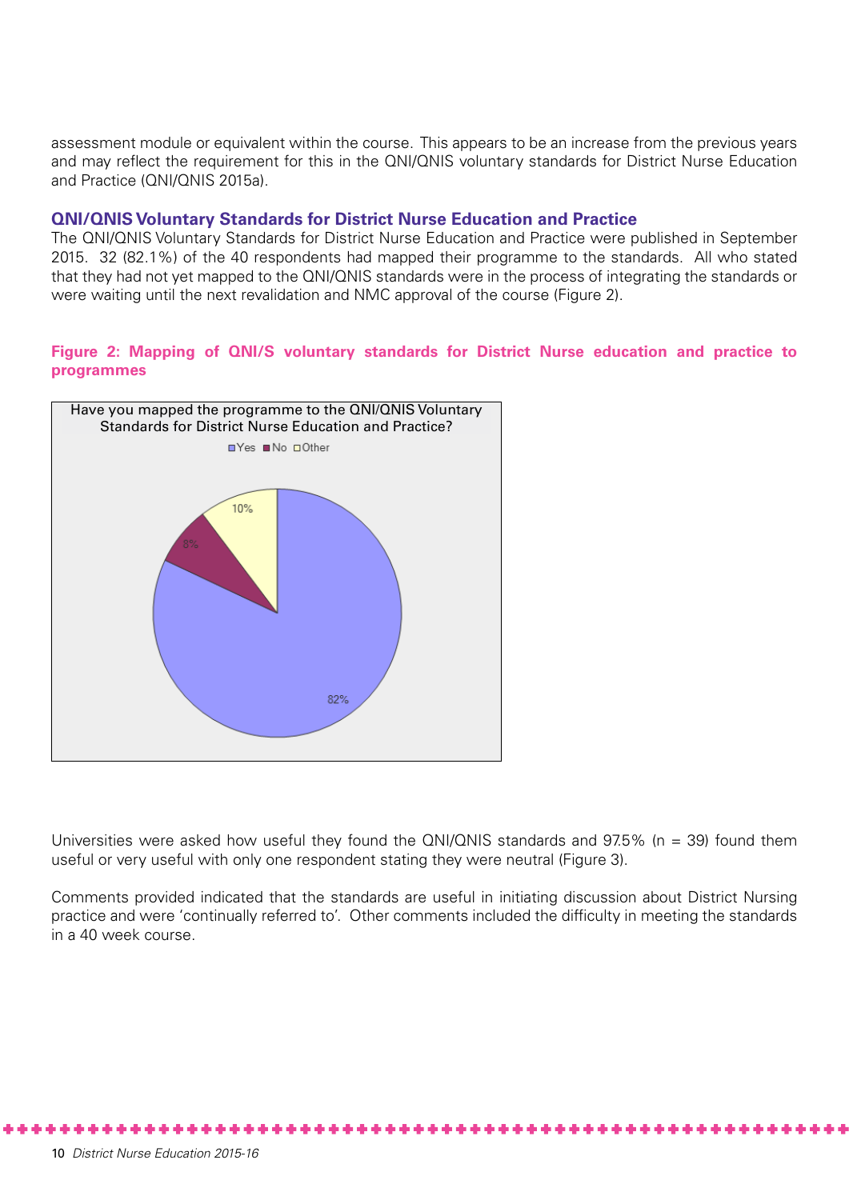assessment module or equivalent within the course. This appears to be an increase from the previous years and may reflect the requirement for this in the QNI/QNIS voluntary standards for District Nurse Education and Practice (QNI/QNIS 2015a).

### QNI/QNIS Voluntary Standards for District Nurse Education and Practice

The QNI/QNIS Voluntary Standards for District Nurse Education and Practice were published in September 2015. 32 (82.1%) of the 40 respondents had mapped their programme to the standards. All who stated that they had not yet mapped to the QNI/QNIS standards were in the process of integrating the standards or were waiting until the next revalidation and NMC approval of the course (Figure 2).

**Figure 2: Mapping of QNI/S voluntary standards for District Nurse education and practice to programmes**

Have you mapped the programme to the QNI/QNIS Voluntary Standards for District Nurse Education and Practice?

Yes
No
Other

10%
8%
82%

Universities were asked how useful they found the QNI/QNIS standards and 97.5% (n = 39) found them useful or very useful with only one respondent stating they were neutral (Figure 3).

Comments provided indicated that the standards are useful in initiating discussion about District Nursing practice and were 'continually referred to'. Other comments included the difficulty in meeting the standards in a 40 week course.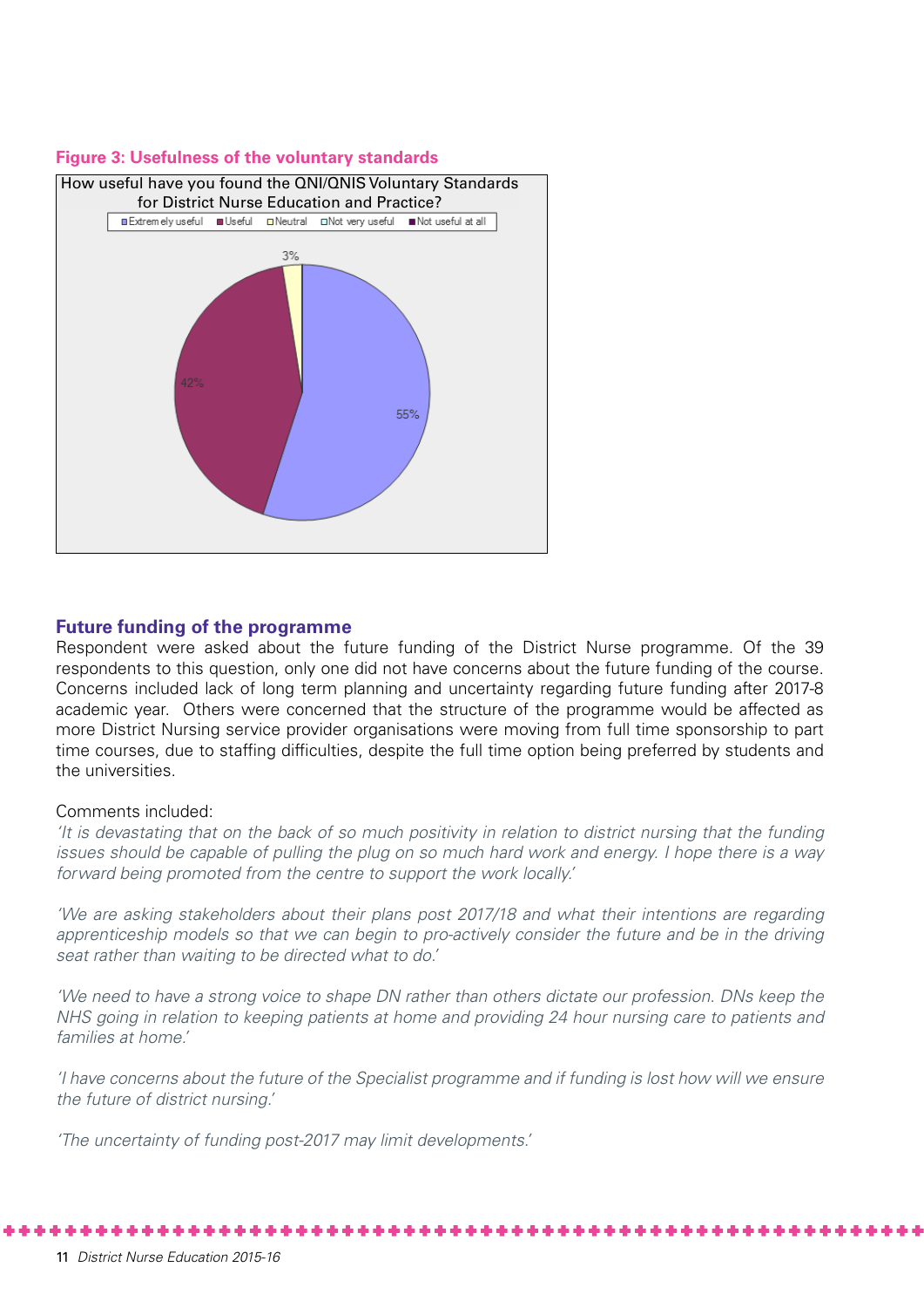**Figure 3: Usefulness of the voluntary standards**

How useful have you found the QNI/QNIS Voluntary Standards for District Nurse Education and Practice?

Extremely useful
Useful
Neutral
Not very useful
Not useful at all

3%
42%
55%

## Future funding of the programme

Respondent were asked about the future funding of the District Nurse programme. Of the 39 respondents to this question, only one did not have concerns about the future funding of the course. Concerns included lack of long term planning and uncertainty regarding future funding after 2017-8 academic year. Others were concerned that the structure of the programme would be affected as more District Nursing service provider organisations were moving from full time sponsorship to part time courses, due to staffing difficulties, despite the full time option being preferred by students and the universities.

Comments included:

*'It is devastating that on the back of so much positivity in relation to district nursing that the funding issues should be capable of pulling the plug on so much hard work and energy. I hope there is a way forward being promoted from the centre to support the work locally.'*

*'We are asking stakeholders about their plans post 2017/18 and what their intentions are regarding apprenticeship models so that we can begin to pro-actively consider the future and be in the driving seat rather than waiting to be directed what to do.'*

*'We need to have a strong voice to shape DN rather than others dictate our profession. DNs keep the NHS going in relation to keeping patients at home and providing 24 hour nursing care to patients and families at home.'*

*'I have concerns about the future of the Specialist programme and if funding is lost how will we ensure the future of district nursing.'*

*'The uncertainty of funding post-2017 may limit developments.'*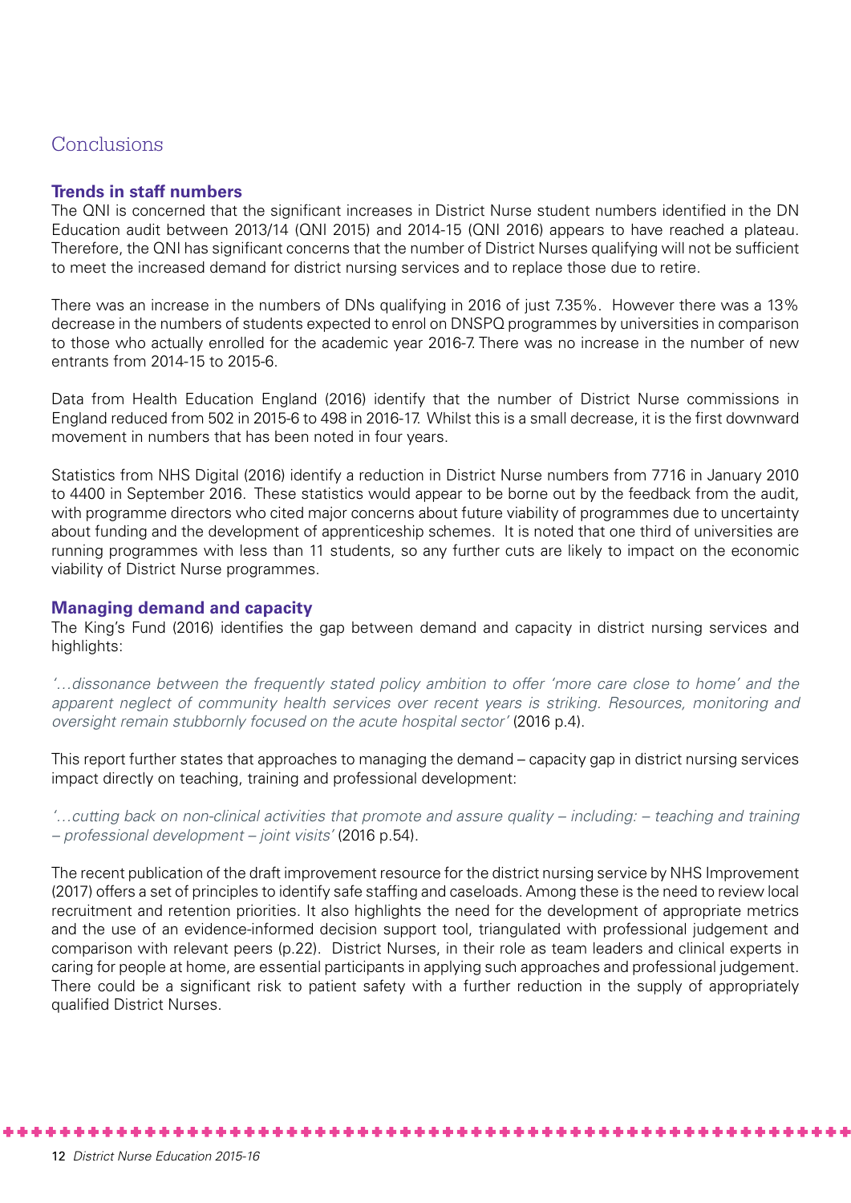# Conclusions

### Trends in staff numbers

The QNI is concerned that the significant increases in District Nurse student numbers identified in the DN Education audit between 2013/14 (QNI 2015) and 2014-15 (QNI 2016) appears to have reached a plateau. Therefore, the QNI has significant concerns that the number of District Nurses qualifying will not be sufficient to meet the increased demand for district nursing services and to replace those due to retire.

There was an increase in the numbers of DNs qualifying in 2016 of just 7.35%. However there was a 13% decrease in the numbers of students expected to enrol on DNSPQ programmes by universities in comparison to those who actually enrolled for the academic year 2016-7. There was no increase in the number of new entrants from 2014-15 to 2015-6.

Data from Health Education England (2016) identify that the number of District Nurse commissions in England reduced from 502 in 2015-6 to 498 in 2016-17. Whilst this is a small decrease, it is the first downward movement in numbers that has been noted in four years.

Statistics from NHS Digital (2016) identify a reduction in District Nurse numbers from 7716 in January 2010 to 4400 in September 2016. These statistics would appear to be borne out by the feedback from the audit, with programme directors who cited major concerns about future viability of programmes due to uncertainty about funding and the development of apprenticeship schemes. It is noted that one third of universities are running programmes with less than 11 students, so any further cuts are likely to impact on the economic viability of District Nurse programmes.

### Managing demand and capacity

The King's Fund (2016) identifies the gap between demand and capacity in district nursing services and highlights:

*'…dissonance between the frequently stated policy ambition to offer 'more care close to home' and the apparent neglect of community health services over recent years is striking. Resources, monitoring and oversight remain stubbornly focused on the acute hospital sector'* (2016 p.4).

This report further states that approaches to managing the demand – capacity gap in district nursing services impact directly on teaching, training and professional development:

*'…cutting back on non-clinical activities that promote and assure quality – including: – teaching and training – professional development – joint visits'* (2016 p.54).

The recent publication of the draft improvement resource for the district nursing service by NHS Improvement (2017) offers a set of principles to identify safe staffing and caseloads. Among these is the need to review local recruitment and retention priorities. It also highlights the need for the development of appropriate metrics and the use of an evidence-informed decision support tool, triangulated with professional judgement and comparison with relevant peers (p.22). District Nurses, in their role as team leaders and clinical experts in caring for people at home, are essential participants in applying such approaches and professional judgement. There could be a significant risk to patient safety with a further reduction in the supply of appropriately qualified District Nurses.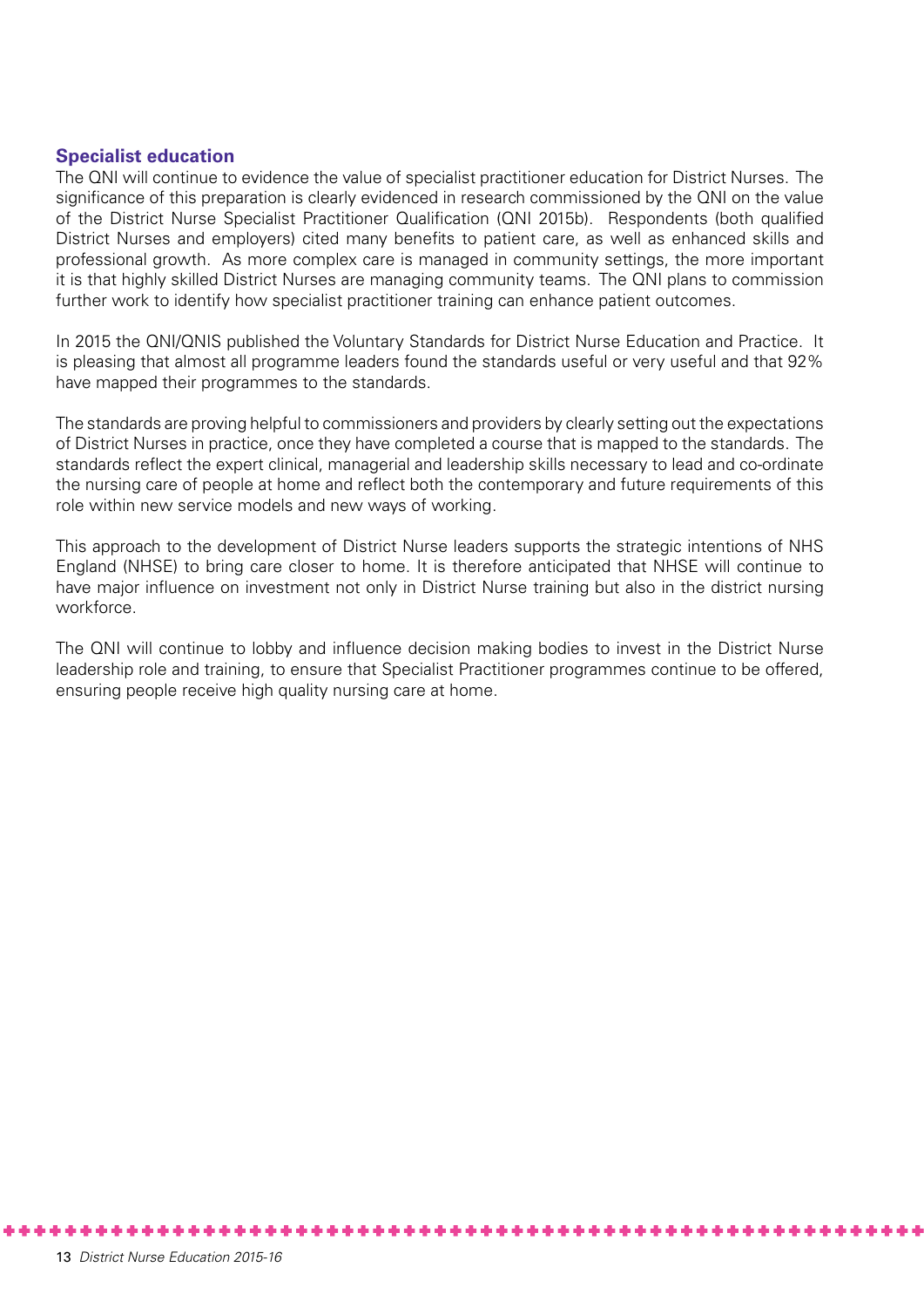## Specialist education

The QNI will continue to evidence the value of specialist practitioner education for District Nurses. The significance of this preparation is clearly evidenced in research commissioned by the QNI on the value of the District Nurse Specialist Practitioner Qualification (QNI 2015b). Respondents (both qualified District Nurses and employers) cited many benefits to patient care, as well as enhanced skills and professional growth. As more complex care is managed in community settings, the more important it is that highly skilled District Nurses are managing community teams. The QNI plans to commission further work to identify how specialist practitioner training can enhance patient outcomes.

In 2015 the QNI/QNIS published the Voluntary Standards for District Nurse Education and Practice. It is pleasing that almost all programme leaders found the standards useful or very useful and that 92% have mapped their programmes to the standards.

The standards are proving helpful to commissioners and providers by clearly setting out the expectations of District Nurses in practice, once they have completed a course that is mapped to the standards. The standards reflect the expert clinical, managerial and leadership skills necessary to lead and co-ordinate the nursing care of people at home and reflect both the contemporary and future requirements of this role within new service models and new ways of working.

This approach to the development of District Nurse leaders supports the strategic intentions of NHS England (NHSE) to bring care closer to home. It is therefore anticipated that NHSE will continue to have major influence on investment not only in District Nurse training but also in the district nursing workforce.

The QNI will continue to lobby and influence decision making bodies to invest in the District Nurse leadership role and training, to ensure that Specialist Practitioner programmes continue to be offered, ensuring people receive high quality nursing care at home.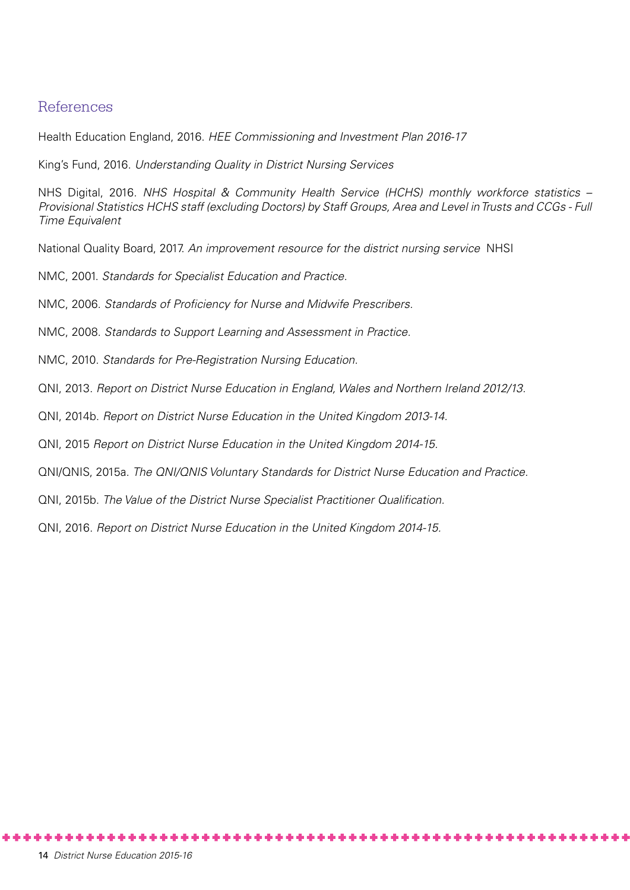## References

Health Education England, 2016. *HEE Commissioning and Investment Plan 2016-17*

King's Fund, 2016. *Understanding Quality in District Nursing Services*

NHS Digital, 2016. *NHS Hospital & Community Health Service (HCHS) monthly workforce statistics – Provisional Statistics HCHS staff (excluding Doctors) by Staff Groups, Area and Level in Trusts and CCGs - Full Time Equivalent*

National Quality Board, 2017. *An improvement resource for the district nursing service* NHSI

NMC, 2001. *Standards for Specialist Education and Practice.*

NMC, 2006. *Standards of Proficiency for Nurse and Midwife Prescribers.*

NMC, 2008. *Standards to Support Learning and Assessment in Practice.*

NMC, 2010. *Standards for Pre-Registration Nursing Education.*

QNI, 2013. *Report on District Nurse Education in England, Wales and Northern Ireland 2012/13.*

QNI, 2014b. *Report on District Nurse Education in the United Kingdom 2013-14.*

QNI, 2015 *Report on District Nurse Education in the United Kingdom 2014-15.*

QNI/QNIS, 2015a. *The QNI/QNIS Voluntary Standards for District Nurse Education and Practice.*

QNI, 2015b. *The Value of the District Nurse Specialist Practitioner Qualification.*

QNI, 2016. *Report on District Nurse Education in the United Kingdom 2014-15.*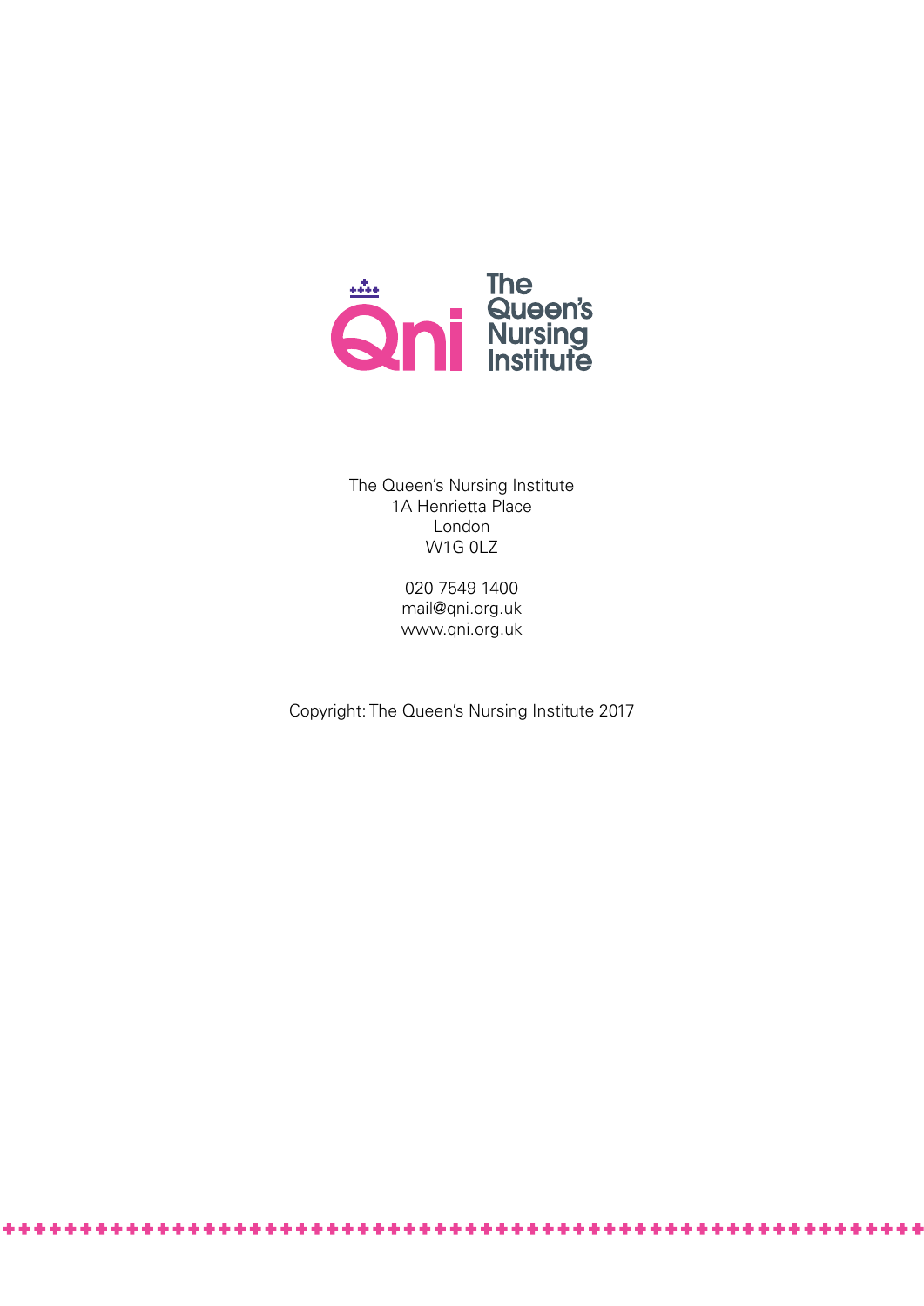The Queen's Nursing Institute
1A Henrietta Place
London
W1G 0LZ

020 7549 1400
mail@qni.org.uk
www.qni.org.uk

Copyright: The Queen's Nursing Institute 2017